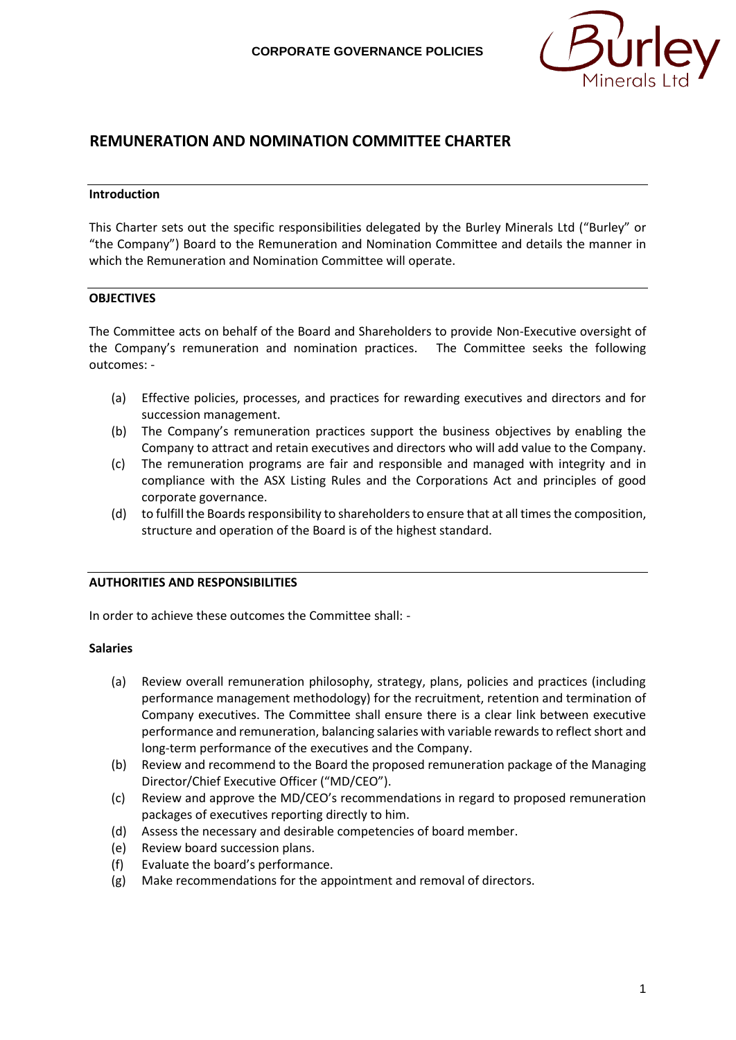# REMUNERATION AND NOMINATION COMMITTEE CHARTER

## Introduction

This Charter sets out the specific responsibilities delegated by the Burley Minerals Ltd ("Burley" or "the Company") Board to the Remuneration and Nomination Committee and details the manner in which the Remuneration and Nomination Committee will operate.

## OBJECTIVES

The Committee acts on behalf of the Board and Shareholders to provide Non-Executive oversight of the Company's remuneration and nomination practices. The Committee seeks the following outcomes: -

(a) Effective policies, processes, and practices for rewarding executives and directors and for succession management.

(b) The Company's remuneration practices support the business objectives by enabling the Company to attract and retain executives and directors who will add value to the Company.

(c) The remuneration programs are fair and responsible and managed with integrity and in compliance with the ASX Listing Rules and the Corporations Act and principles of good corporate governance.

(d) to fulfill the Boards responsibility to shareholders to ensure that at all times the composition, structure and operation of the Board is of the highest standard.

## AUTHORITIES AND RESPONSIBILITIES

In order to achieve these outcomes the Committee shall: -

### Salaries

(a) Review overall remuneration philosophy, strategy, plans, policies and practices (including performance management methodology) for the recruitment, retention and termination of Company executives. The Committee shall ensure there is a clear link between executive performance and remuneration, balancing salaries with variable rewards to reflect short and long-term performance of the executives and the Company.

(b) Review and recommend to the Board the proposed remuneration package of the Managing Director/Chief Executive Officer ("MD/CEO").

(c) Review and approve the MD/CEO's recommendations in regard to proposed remuneration packages of executives reporting directly to him.

(d) Assess the necessary and desirable competencies of board member.

(e) Review board succession plans.

(f) Evaluate the board's performance.

(g) Make recommendations for the appointment and removal of directors.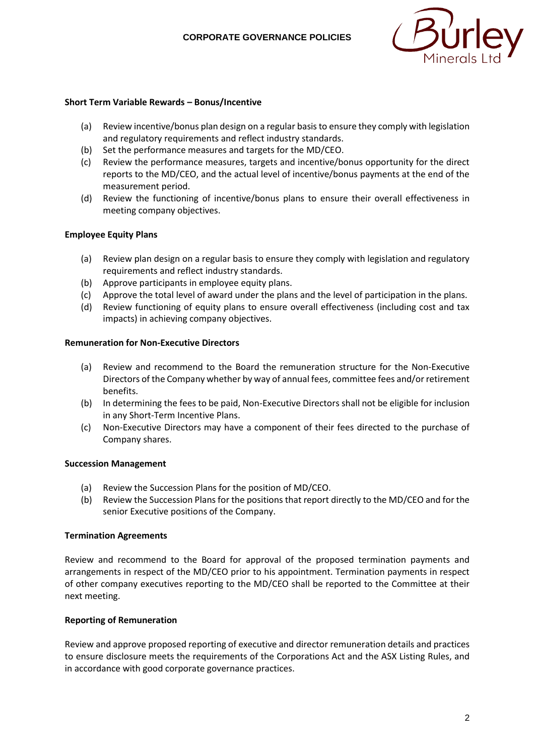**Short Term Variable Rewards – Bonus/Incentive**

(a) Review incentive/bonus plan design on a regular basis to ensure they comply with legislation and regulatory requirements and reflect industry standards.
(b) Set the performance measures and targets for the MD/CEO.
(c) Review the performance measures, targets and incentive/bonus opportunity for the direct reports to the MD/CEO, and the actual level of incentive/bonus payments at the end of the measurement period.
(d) Review the functioning of incentive/bonus plans to ensure their overall effectiveness in meeting company objectives.

**Employee Equity Plans**

(a) Review plan design on a regular basis to ensure they comply with legislation and regulatory requirements and reflect industry standards.
(b) Approve participants in employee equity plans.
(c) Approve the total level of award under the plans and the level of participation in the plans.
(d) Review functioning of equity plans to ensure overall effectiveness (including cost and tax impacts) in achieving company objectives.

**Remuneration for Non-Executive Directors**

(a) Review and recommend to the Board the remuneration structure for the Non-Executive Directors of the Company whether by way of annual fees, committee fees and/or retirement benefits.
(b) In determining the fees to be paid, Non-Executive Directors shall not be eligible for inclusion in any Short-Term Incentive Plans.
(c) Non-Executive Directors may have a component of their fees directed to the purchase of Company shares.

**Succession Management**

(a) Review the Succession Plans for the position of MD/CEO.
(b) Review the Succession Plans for the positions that report directly to the MD/CEO and for the senior Executive positions of the Company.

**Termination Agreements**

Review and recommend to the Board for approval of the proposed termination payments and arrangements in respect of the MD/CEO prior to his appointment. Termination payments in respect of other company executives reporting to the MD/CEO shall be reported to the Committee at their next meeting.

**Reporting of Remuneration**

Review and approve proposed reporting of executive and director remuneration details and practices to ensure disclosure meets the requirements of the Corporations Act and the ASX Listing Rules, and in accordance with good corporate governance practices.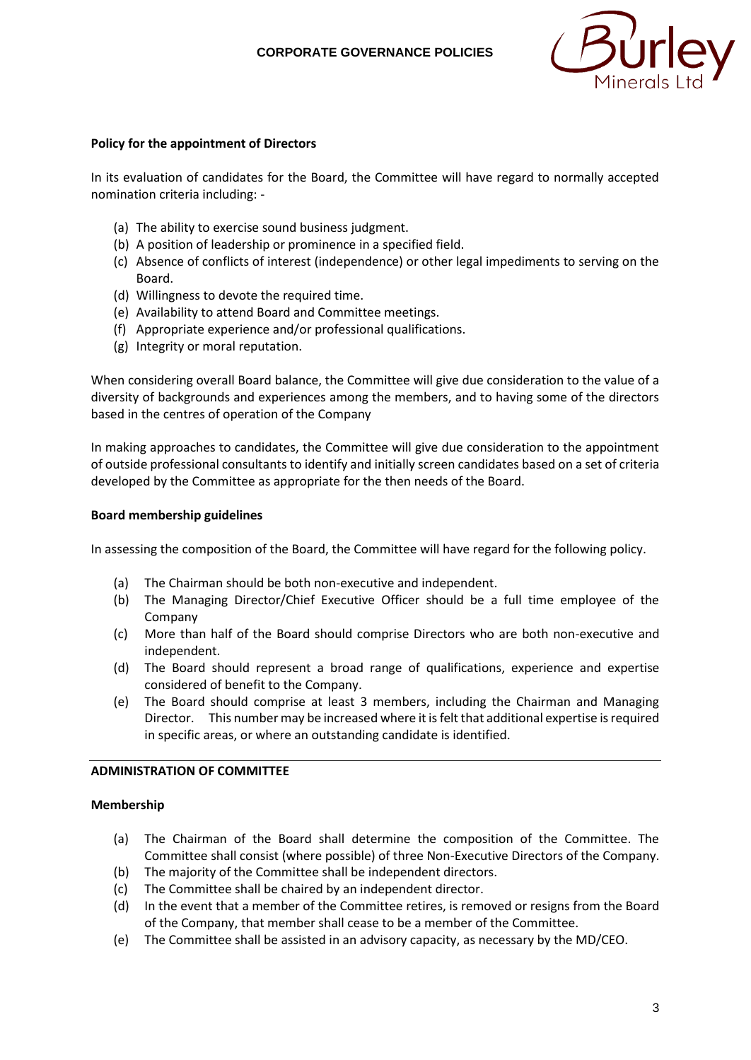**Policy for the appointment of Directors**

In its evaluation of candidates for the Board, the Committee will have regard to normally accepted nomination criteria including: -

(a) The ability to exercise sound business judgment.
(b) A position of leadership or prominence in a specified field.
(c) Absence of conflicts of interest (independence) or other legal impediments to serving on the Board.
(d) Willingness to devote the required time.
(e) Availability to attend Board and Committee meetings.
(f) Appropriate experience and/or professional qualifications.
(g) Integrity or moral reputation.

When considering overall Board balance, the Committee will give due consideration to the value of a diversity of backgrounds and experiences among the members, and to having some of the directors based in the centres of operation of the Company

In making approaches to candidates, the Committee will give due consideration to the appointment of outside professional consultants to identify and initially screen candidates based on a set of criteria developed by the Committee as appropriate for the then needs of the Board.

**Board membership guidelines**

In assessing the composition of the Board, the Committee will have regard for the following policy.

(a) The Chairman should be both non-executive and independent.
(b) The Managing Director/Chief Executive Officer should be a full time employee of the Company
(c) More than half of the Board should comprise Directors who are both non-executive and independent.
(d) The Board should represent a broad range of qualifications, experience and expertise considered of benefit to the Company.
(e) The Board should comprise at least 3 members, including the Chairman and Managing Director. This number may be increased where it is felt that additional expertise is required in specific areas, or where an outstanding candidate is identified.

---

**ADMINISTRATION OF COMMITTEE**

**Membership**

(a) The Chairman of the Board shall determine the composition of the Committee. The Committee shall consist (where possible) of three Non-Executive Directors of the Company.
(b) The majority of the Committee shall be independent directors.
(c) The Committee shall be chaired by an independent director.
(d) In the event that a member of the Committee retires, is removed or resigns from the Board of the Company, that member shall cease to be a member of the Committee.
(e) The Committee shall be assisted in an advisory capacity, as necessary by the MD/CEO.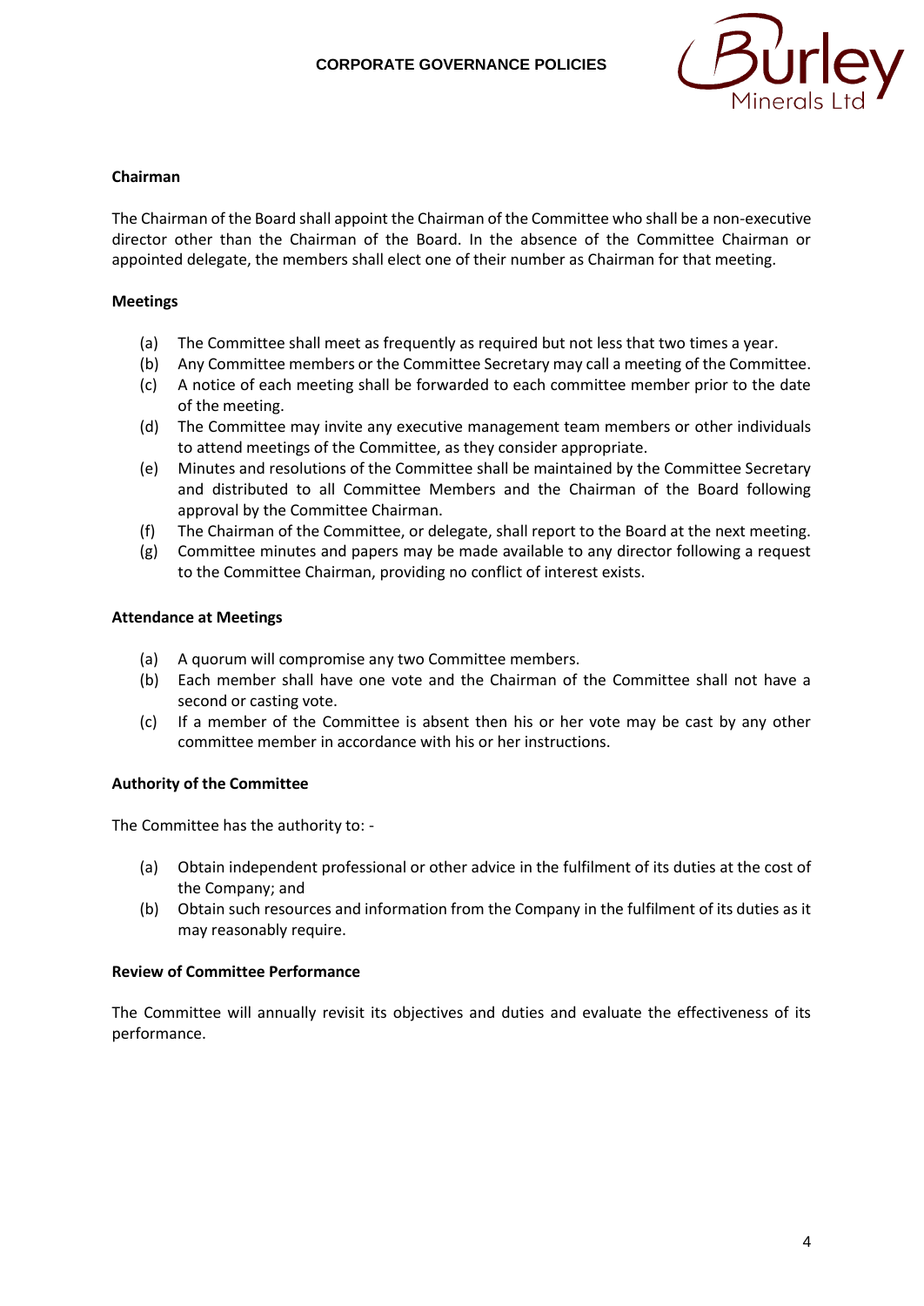## Chairman

The Chairman of the Board shall appoint the Chairman of the Committee who shall be a non-executive director other than the Chairman of the Board. In the absence of the Committee Chairman or appointed delegate, the members shall elect one of their number as Chairman for that meeting.

## Meetings

(a) The Committee shall meet as frequently as required but not less that two times a year.
(b) Any Committee members or the Committee Secretary may call a meeting of the Committee.
(c) A notice of each meeting shall be forwarded to each committee member prior to the date of the meeting.
(d) The Committee may invite any executive management team members or other individuals to attend meetings of the Committee, as they consider appropriate.
(e) Minutes and resolutions of the Committee shall be maintained by the Committee Secretary and distributed to all Committee Members and the Chairman of the Board following approval by the Committee Chairman.
(f) The Chairman of the Committee, or delegate, shall report to the Board at the next meeting.
(g) Committee minutes and papers may be made available to any director following a request to the Committee Chairman, providing no conflict of interest exists.

## Attendance at Meetings

(a) A quorum will compromise any two Committee members.
(b) Each member shall have one vote and the Chairman of the Committee shall not have a second or casting vote.
(c) If a member of the Committee is absent then his or her vote may be cast by any other committee member in accordance with his or her instructions.

## Authority of the Committee

The Committee has the authority to: -

(a) Obtain independent professional or other advice in the fulfilment of its duties at the cost of the Company; and
(b) Obtain such resources and information from the Company in the fulfilment of its duties as it may reasonably require.

## Review of Committee Performance

The Committee will annually revisit its objectives and duties and evaluate the effectiveness of its performance.